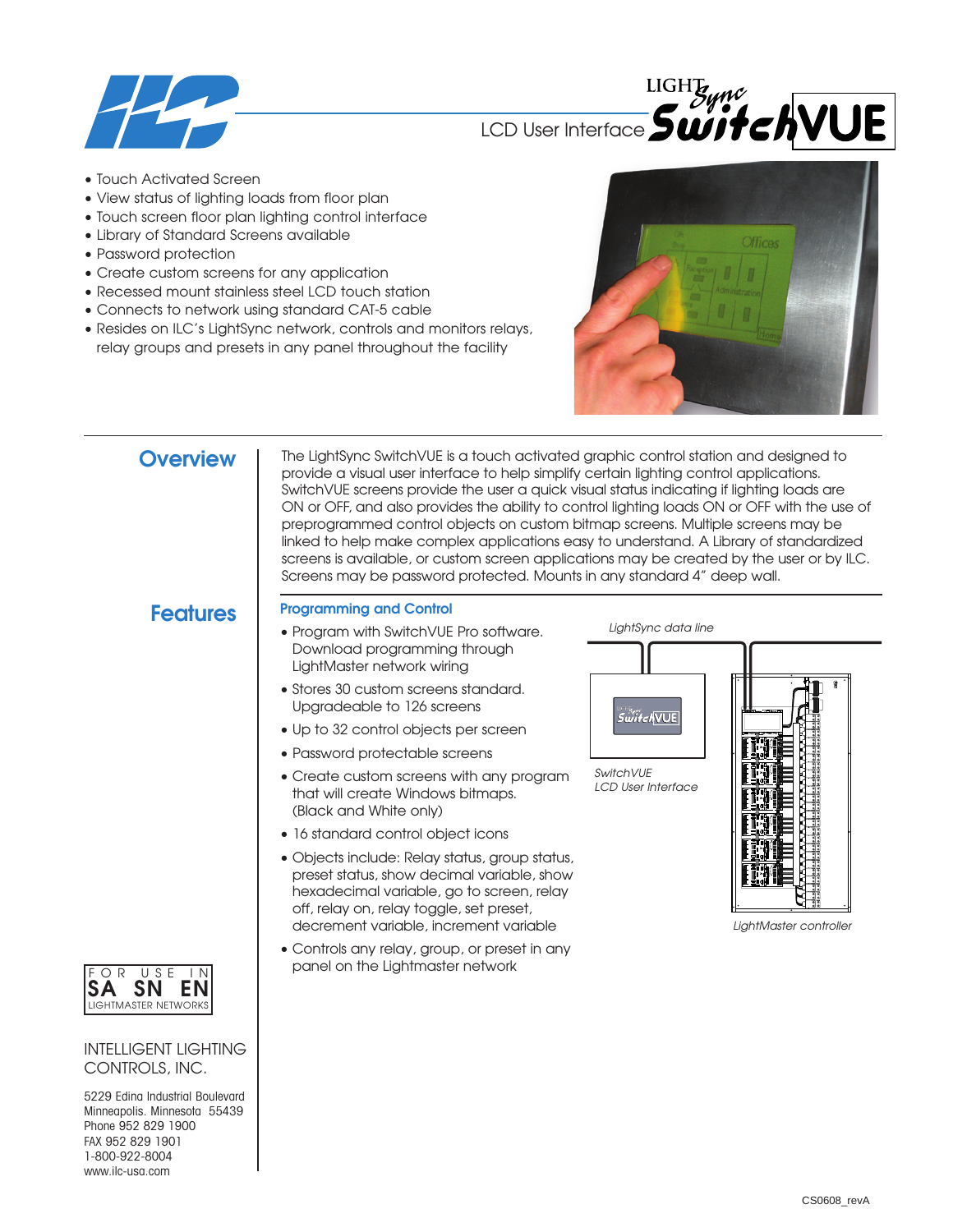# LightSync SwitchVUE

## LCD User Interface

- Touch Activated Screen
- View status of lighting loads from floor plan
- Touch screen floor plan lighting control interface
- Library of Standard Screens available
- Password protection
- Create custom screens for any application
- Recessed mount stainless steel LCD touch station
- Connects to network using standard CAT-5 cable
- Resides on ILC's LightSync network, controls and monitors relays, relay groups and presets in any panel throughout the facility

## Overview

The LightSync SwitchVUE is a touch activated graphic control station and designed to provide a visual user interface to help simplify certain lighting control applications. SwitchVUE screens provide the user a quick visual status indicating if lighting loads are ON or OFF, and also provides the ability to control lighting loads ON or OFF with the use of preprogrammed control objects on custom bitmap screens. Multiple screens may be linked to help make complex applications easy to understand. A Library of standardized screens is available, or custom screen applications may be created by the user or by ILC. Screens may be password protected. Mounts in any standard 4" deep wall.

## Features

### Programming and Control

- Program with SwitchVUE Pro software. Download programming through LightMaster network wiring
- Stores 30 custom screens standard. Upgradeable to 126 screens
- Up to 32 control objects per screen
- Password protectable screens
- Create custom screens with any program that will create Windows bitmaps. (Black and White only)
- 16 standard control object icons
- Objects include: Relay status, group status, preset status, show decimal variable, show hexadecimal variable, go to screen, relay off, relay on, relay toggle, set preset, decrement variable, increment variable
- Controls any relay, group, or preset in any panel on the Lightmaster network

*LightSync data line*

*SwitchVUE LCD User Interface*

*LightMaster controller*

FOR USE IN
SA SN EN
LIGHTMASTER NETWORKS

INTELLIGENT LIGHTING CONTROLS, INC.

5229 Edina Industrial Boulevard
Minneapolis, Minnesota 55439
Phone 952 829 1900
FAX 952 829 1901
1-800-922-8004
www.ilc-usa.com

CS0608_revA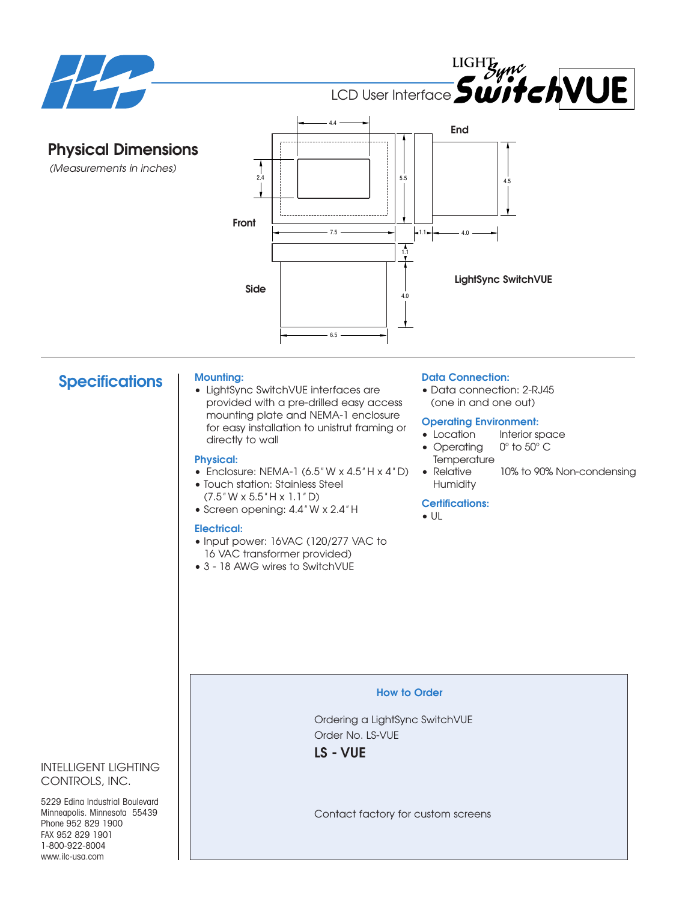LCD User Interface LIGHTSync SwitchVUE

## Physical Dimensions

*(Measurements in inches)*

Front
4.4
2.4
5.5
7.5

End
1.1
4.0
4.5

Side
1.1
4.0
6.5

LightSync SwitchVUE

## Specifications

### Mounting:

- LightSync SwitchVUE interfaces are provided with a pre-drilled easy access mounting plate and NEMA-1 enclosure for easy installation to unistrut framing or directly to wall

### Physical:

- Enclosure: NEMA-1 (6.5" W x 4.5" H x 4" D)
- Touch station: Stainless Steel (7.5" W x 5.5" H x 1.1" D)
- Screen opening: 4.4" W x 2.4" H

### Electrical:

- Input power: 16VAC (120/277 VAC to 16 VAC transformer provided)
- 3 - 18 AWG wires to SwitchVUE

### Data Connection:

- Data connection: 2-RJ45 (one in and one out)

### Operating Environment:

- Location: Interior space
- Operating Temperature: 0° to 50° C
- Relative Humidity: 10% to 90% Non-condensing

### Certifications:

- UL

### How to Order

Ordering a LightSync SwitchVUE
Order No. LS-VUE

**LS - VUE**

Contact factory for custom screens

INTELLIGENT LIGHTING CONTROLS, INC.

5229 Edina Industrial Boulevard
Minneapolis, Minnesota 55439
Phone 952 829 1900
FAX 952 829 1901
1-800-922-8004
www.ilc-usa.com